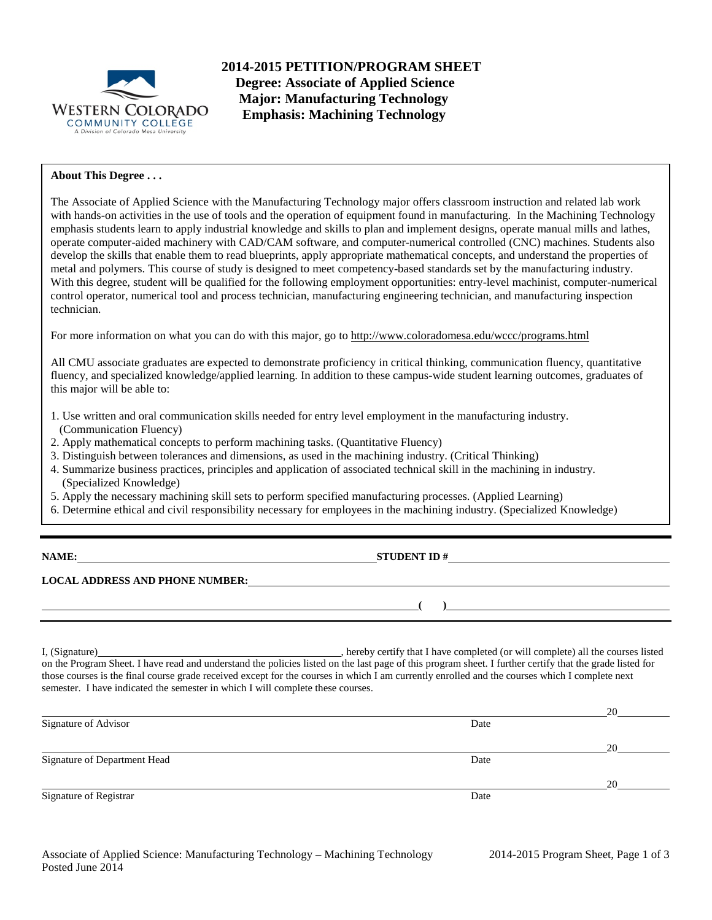# 2014-2015 PETITION/PROGRAM SHEET

**Degree: Associate of Applied Science**
**Major: Manufacturing Technology**
**Emphasis: Machining Technology**

**About This Degree . . .**

The Associate of Applied Science with the Manufacturing Technology major offers classroom instruction and related lab work with hands-on activities in the use of tools and the operation of equipment found in manufacturing. In the Machining Technology emphasis students learn to apply industrial knowledge and skills to plan and implement designs, operate manual mills and lathes, operate computer-aided machinery with CAD/CAM software, and computer-numerical controlled (CNC) machines. Students also develop the skills that enable them to read blueprints, apply appropriate mathematical concepts, and understand the properties of metal and polymers. This course of study is designed to meet competency-based standards set by the manufacturing industry. With this degree, student will be qualified for the following employment opportunities: entry-level machinist, computer-numerical control operator, numerical tool and process technician, manufacturing engineering technician, and manufacturing inspection technician.

For more information on what you can do with this major, go to http://www.coloradomesa.edu/wccc/programs.html

All CMU associate graduates are expected to demonstrate proficiency in critical thinking, communication fluency, quantitative fluency, and specialized knowledge/applied learning. In addition to these campus-wide student learning outcomes, graduates of this major will be able to:

1. Use written and oral communication skills needed for entry level employment in the manufacturing industry. (Communication Fluency)
2. Apply mathematical concepts to perform machining tasks. (Quantitative Fluency)
3. Distinguish between tolerances and dimensions, as used in the machining industry. (Critical Thinking)
4. Summarize business practices, principles and application of associated technical skill in the machining in industry. (Specialized Knowledge)
5. Apply the necessary machining skill sets to perform specified manufacturing processes. (Applied Learning)
6. Determine ethical and civil responsibility necessary for employees in the machining industry. (Specialized Knowledge)

---

**NAME:** ______________________________ **STUDENT ID #** ______________________________

**LOCAL ADDRESS AND PHONE NUMBER:** ______________________________

______________________________ **( )** ______________________________

---

I, (Signature)______________________________, hereby certify that I have completed (or will complete) all the courses listed on the Program Sheet. I have read and understand the policies listed on the last page of this program sheet. I further certify that the grade listed for those courses is the final course grade received except for the courses in which I am currently enrolled and the courses which I complete next semester. I have indicated the semester in which I will complete these courses.

______________________________ 20______
Signature of Advisor Date

______________________________ 20______
Signature of Department Head Date

______________________________ 20______
Signature of Registrar Date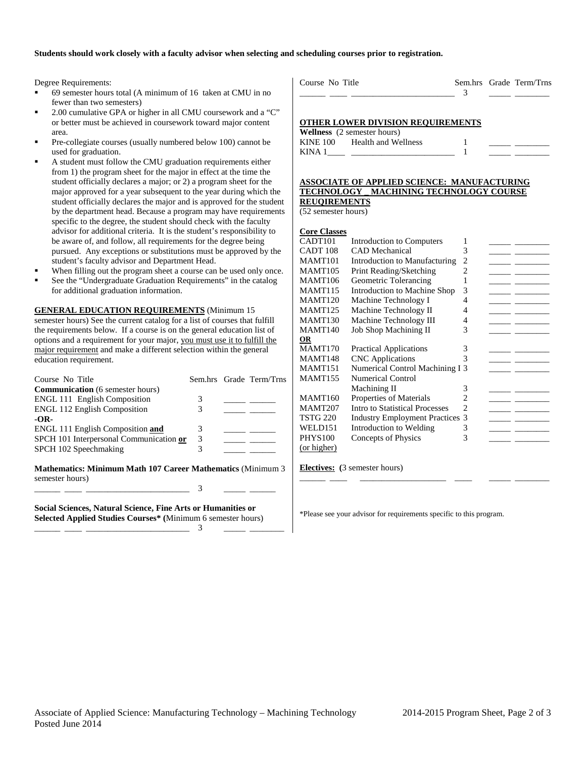**Students should work closely with a faculty advisor when selecting and scheduling courses prior to registration.**

Degree Requirements:

- 69 semester hours total (A minimum of 16 taken at CMU in no fewer than two semesters)
- 2.00 cumulative GPA or higher in all CMU coursework and a "C" or better must be achieved in coursework toward major content area.
- Pre-collegiate courses (usually numbered below 100) cannot be used for graduation.
- A student must follow the CMU graduation requirements either from 1) the program sheet for the major in effect at the time the student officially declares a major; or 2) a program sheet for the major approved for a year subsequent to the year during which the student officially declares the major and is approved for the student by the department head. Because a program may have requirements specific to the degree, the student should check with the faculty advisor for additional criteria. It is the student's responsibility to be aware of, and follow, all requirements for the degree being pursued. Any exceptions or substitutions must be approved by the student's faculty advisor and Department Head.
- When filling out the program sheet a course can be used only once.
- See the "Undergraduate Graduation Requirements" in the catalog for additional graduation information.

**GENERAL EDUCATION REQUIREMENTS** (Minimum 15 semester hours) See the current catalog for a list of courses that fulfill the requirements below. If a course is on the general education list of options and a requirement for your major, you must use it to fulfill the major requirement and make a different selection within the general education requirement.

| Course No Title | Sem.hrs | Grade | Term/Trns |
|---|---|---|---|
| **Communication** (6 semester hours) | | | |
| ENGL 111 English Composition | 3 | _____ | ______ |
| ENGL 112 English Composition | 3 | _____ | ______ |
| **-OR-** | | | |
| ENGL 111 English Composition **and** | 3 | _____ | ______ |
| SPCH 101 Interpersonal Communication **or** | 3 | _____ | ______ |
| SPCH 102 Speechmaking | 3 | _____ | ______ |

**Mathematics: Minimum Math 107 Career Mathematics** (Minimum 3 semester hours)

| Course No Title | Sem.hrs | Grade | Term/Trns |
|---|---|---|---|
| ______ ____ ________________________ | 3 | _____ | ______ |

**Social Sciences, Natural Science, Fine Arts or Humanities or Selected Applied Studies Courses\* (**Minimum 6 semester hours)

| Course No Title | Sem.hrs | Grade | Term/Trns |
|---|---|---|---|
| ______ ____ ________________________ | 3 | _____ | ________ |
| ______ ____ ________________________ | 3 | _____ | ________ |

**OTHER LOWER DIVISION REQUIREMENTS**

**Wellness** (2 semester hours)

| Course No | Title | Sem.hrs | Grade | Term/Trns |
|---|---|---|---|---|
| KINE 100 | Health and Wellness | 1 | _____ | ________ |
| KINA 1____ | ________________________ | 1 | _____ | ________ |

**ASSOCIATE OF APPLIED SCIENCE: MANUFACTURING TECHNOLOGY _ MACHINING TECHNOLOGY COURSE REUQIREMENTS**

(52 semester hours)

**Core Classes**

| Course No | Title | Sem.hrs | Grade | Term/Trns |
|---|---|---|---|---|
| CADT101 | Introduction to Computers | 1 | _____ | ________ |
| CADT 108 | CAD Mechanical | 3 | _____ | ________ |
| MAMT101 | Introduction to Manufacturing | 2 | _____ | ________ |
| MAMT105 | Print Reading/Sketching | 2 | _____ | ________ |
| MAMT106 | Geometric Tolerancing | 1 | _____ | ________ |
| MAMT115 | Introduction to Machine Shop | 3 | _____ | ________ |
| MAMT120 | Machine Technology I | 4 | _____ | ________ |
| MAMT125 | Machine Technology II | 4 | _____ | ________ |
| MAMT130 | Machine Technology III | 4 | _____ | ________ |
| MAMT140 | Job Shop Machining II | 3 | _____ | ________ |
| **OR** | | | | |
| MAMT170 | Practical Applications | 3 | _____ | ________ |
| MAMT148 | CNC Applications | 3 | _____ | ________ |
| MAMT151 | Numerical Control Machining I | 3 | _____ | ________ |
| MAMT155 | Numerical Control Machining II | 3 | _____ | ________ |
| MAMT160 | Properties of Materials | 2 | _____ | ________ |
| MAMT207 | Intro to Statistical Processes | 2 | _____ | ________ |
| TSTG 220 | Industry Employment Practices | 3 | _____ | ________ |
| WELD151 | Introduction to Welding | 3 | _____ | ________ |
| PHYS100 (or higher) | Concepts of Physics | 3 | _____ | ________ |

**Electives: (**3 semester hours)

| Course No | Title | Sem.hrs | Grade | Term/Trns |
|---|---|---|---|---|
| ______ ____ | ____________________ | ____ | _____ | ________ |

\*Please see your advisor for requirements specific to this program.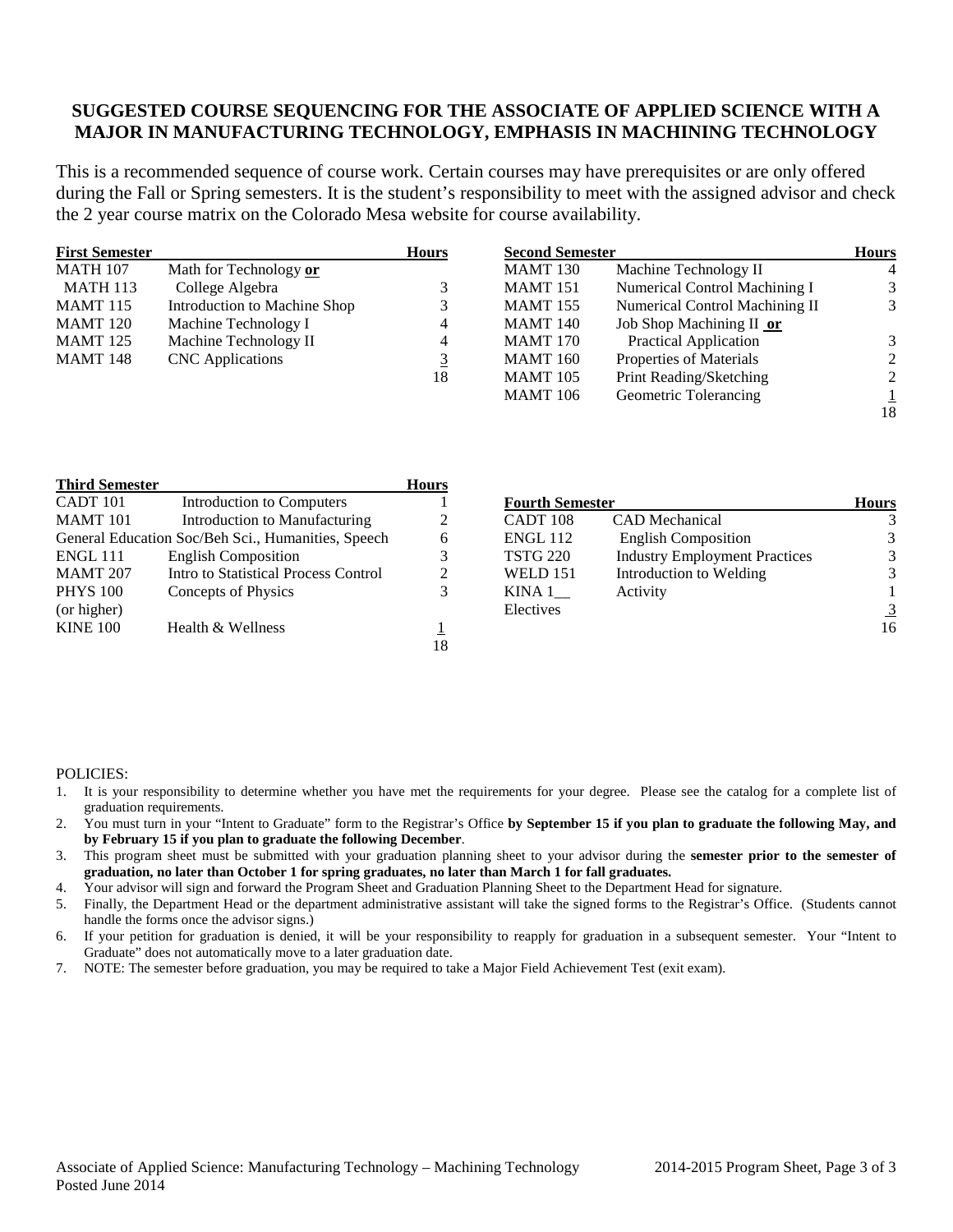# SUGGESTED COURSE SEQUENCING FOR THE ASSOCIATE OF APPLIED SCIENCE WITH A MAJOR IN MANUFACTURING TECHNOLOGY, EMPHASIS IN MACHINING TECHNOLOGY

This is a recommended sequence of course work. Certain courses may have prerequisites or are only offered during the Fall or Spring semesters. It is the student's responsibility to meet with the assigned advisor and check the 2 year course matrix on the Colorado Mesa website for course availability.

| First Semester | | Hours |
|---|---|---|
| MATH 107 | Math for Technology **or** | |
| MATH 113 | College Algebra | 3 |
| MAMT 115 | Introduction to Machine Shop | 3 |
| MAMT 120 | Machine Technology I | 4 |
| MAMT 125 | Machine Technology II | 4 |
| MAMT 148 | CNC Applications | 3 |
| | | 18 |

| Second Semester | | Hours |
|---|---|---|
| MAMT 130 | Machine Technology II | 4 |
| MAMT 151 | Numerical Control Machining I | 3 |
| MAMT 155 | Numerical Control Machining II | 3 |
| MAMT 140 | Job Shop Machining II **or** | |
| MAMT 170 | Practical Application | 3 |
| MAMT 160 | Properties of Materials | 2 |
| MAMT 105 | Print Reading/Sketching | 2 |
| MAMT 106 | Geometric Tolerancing | 1 |
| | | 18 |

| Third Semester | | Hours |
|---|---|---|
| CADT 101 | Introduction to Computers | 1 |
| MAMT 101 | Introduction to Manufacturing | 2 |
| General Education Soc/Beh Sci., Humanities, Speech | | 6 |
| ENGL 111 | English Composition | 3 |
| MAMT 207 | Intro to Statistical Process Control | 2 |
| PHYS 100 (or higher) | Concepts of Physics | 3 |
| KINE 100 | Health & Wellness | 1 |
| | | 18 |

| Fourth Semester | | Hours |
|---|---|---|
| CADT 108 | CAD Mechanical | 3 |
| ENGL 112 | English Composition | 3 |
| TSTG 220 | Industry Employment Practices | 3 |
| WELD 151 | Introduction to Welding | 3 |
| KINA 1__ | Activity | 1 |
| Electives | | 3 |
| | | 16 |

POLICIES:

1. It is your responsibility to determine whether you have met the requirements for your degree. Please see the catalog for a complete list of graduation requirements.
2. You must turn in your "Intent to Graduate" form to the Registrar's Office **by September 15 if you plan to graduate the following May, and by February 15 if you plan to graduate the following December**.
3. This program sheet must be submitted with your graduation planning sheet to your advisor during the **semester prior to the semester of graduation, no later than October 1 for spring graduates, no later than March 1 for fall graduates.**
4. Your advisor will sign and forward the Program Sheet and Graduation Planning Sheet to the Department Head for signature.
5. Finally, the Department Head or the department administrative assistant will take the signed forms to the Registrar's Office. (Students cannot handle the forms once the advisor signs.)
6. If your petition for graduation is denied, it will be your responsibility to reapply for graduation in a subsequent semester. Your "Intent to Graduate" does not automatically move to a later graduation date.
7. NOTE: The semester before graduation, you may be required to take a Major Field Achievement Test (exit exam).

Associate of Applied Science: Manufacturing Technology – Machining Technology
Posted June 2014